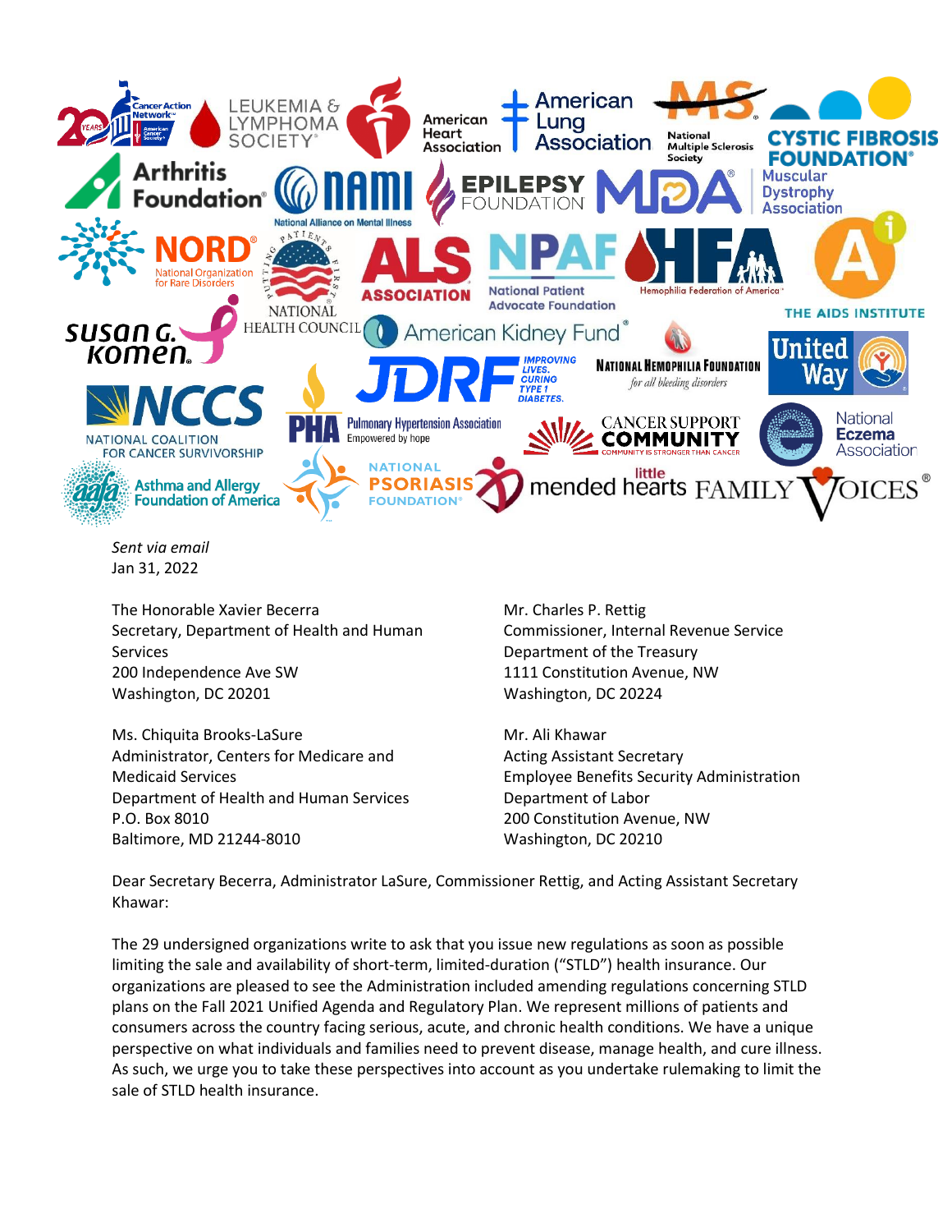*Sent via email*
Jan 31, 2022

The Honorable Xavier Becerra
Secretary, Department of Health and Human Services
200 Independence Ave SW
Washington, DC 20201

Ms. Chiquita Brooks-LaSure
Administrator, Centers for Medicare and Medicaid Services
Department of Health and Human Services
P.O. Box 8010
Baltimore, MD 21244-8010

Mr. Charles P. Rettig
Commissioner, Internal Revenue Service
Department of the Treasury
1111 Constitution Avenue, NW
Washington, DC 20224

Mr. Ali Khawar
Acting Assistant Secretary
Employee Benefits Security Administration
Department of Labor
200 Constitution Avenue, NW
Washington, DC 20210

Dear Secretary Becerra, Administrator LaSure, Commissioner Rettig, and Acting Assistant Secretary Khawar:

The 29 undersigned organizations write to ask that you issue new regulations as soon as possible limiting the sale and availability of short-term, limited-duration ("STLD") health insurance. Our organizations are pleased to see the Administration included amending regulations concerning STLD plans on the Fall 2021 Unified Agenda and Regulatory Plan. We represent millions of patients and consumers across the country facing serious, acute, and chronic health conditions. We have a unique perspective on what individuals and families need to prevent disease, manage health, and cure illness. As such, we urge you to take these perspectives into account as you undertake rulemaking to limit the sale of STLD health insurance.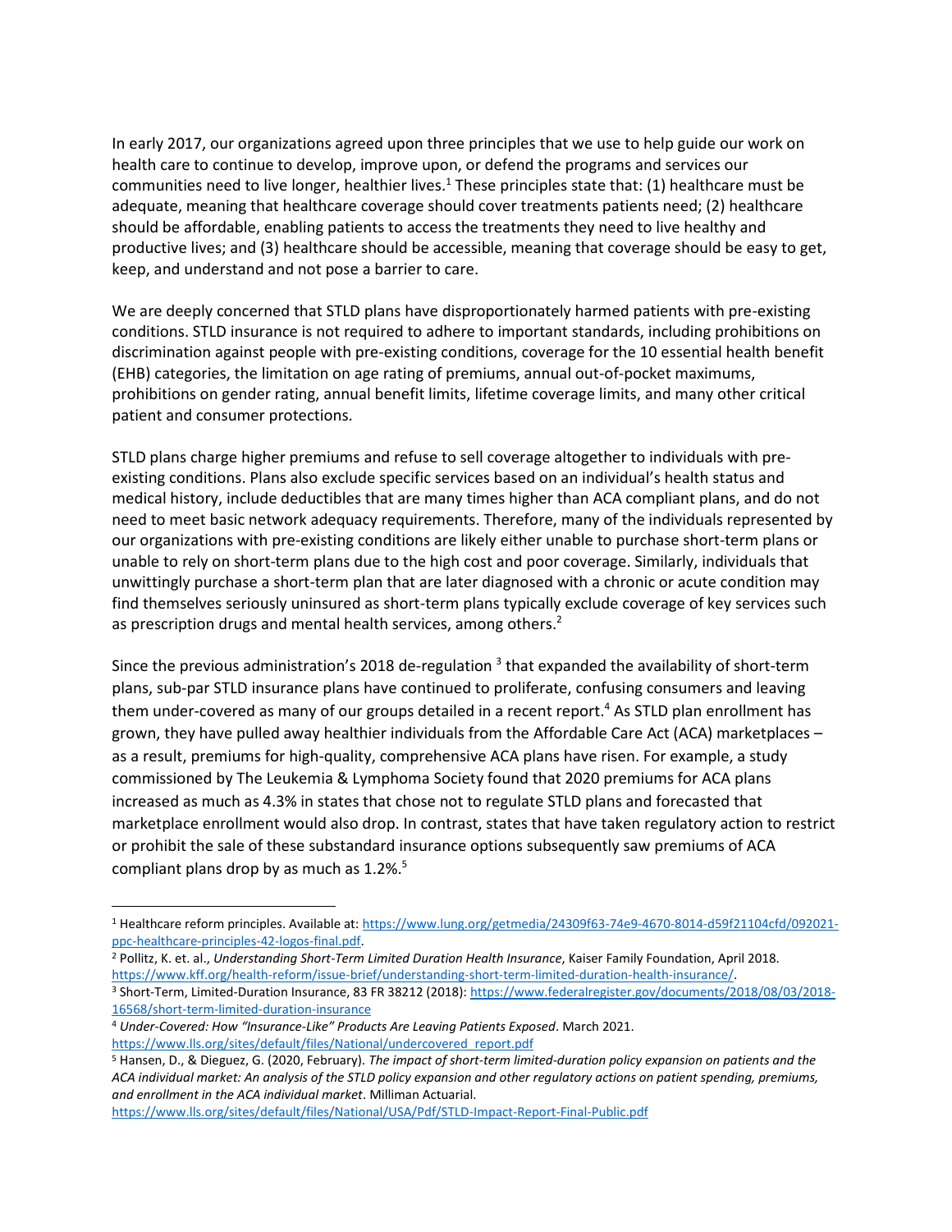In early 2017, our organizations agreed upon three principles that we use to help guide our work on health care to continue to develop, improve upon, or defend the programs and services our communities need to live longer, healthier lives.[1] These principles state that: (1) healthcare must be adequate, meaning that healthcare coverage should cover treatments patients need; (2) healthcare should be affordable, enabling patients to access the treatments they need to live healthy and productive lives; and (3) healthcare should be accessible, meaning that coverage should be easy to get, keep, and understand and not pose a barrier to care.

We are deeply concerned that STLD plans have disproportionately harmed patients with pre-existing conditions. STLD insurance is not required to adhere to important standards, including prohibitions on discrimination against people with pre-existing conditions, coverage for the 10 essential health benefit (EHB) categories, the limitation on age rating of premiums, annual out-of-pocket maximums, prohibitions on gender rating, annual benefit limits, lifetime coverage limits, and many other critical patient and consumer protections.

STLD plans charge higher premiums and refuse to sell coverage altogether to individuals with pre-existing conditions. Plans also exclude specific services based on an individual's health status and medical history, include deductibles that are many times higher than ACA compliant plans, and do not need to meet basic network adequacy requirements. Therefore, many of the individuals represented by our organizations with pre-existing conditions are likely either unable to purchase short-term plans or unable to rely on short-term plans due to the high cost and poor coverage. Similarly, individuals that unwittingly purchase a short-term plan that are later diagnosed with a chronic or acute condition may find themselves seriously uninsured as short-term plans typically exclude coverage of key services such as prescription drugs and mental health services, among others.[2]

Since the previous administration's 2018 de-regulation [3] that expanded the availability of short-term plans, sub-par STLD insurance plans have continued to proliferate, confusing consumers and leaving them under-covered as many of our groups detailed in a recent report.[4] As STLD plan enrollment has grown, they have pulled away healthier individuals from the Affordable Care Act (ACA) marketplaces – as a result, premiums for high-quality, comprehensive ACA plans have risen. For example, a study commissioned by The Leukemia & Lymphoma Society found that 2020 premiums for ACA plans increased as much as 4.3% in states that chose not to regulate STLD plans and forecasted that marketplace enrollment would also drop. In contrast, states that have taken regulatory action to restrict or prohibit the sale of these substandard insurance options subsequently saw premiums of ACA compliant plans drop by as much as 1.2%.[5]

---

[1] Healthcare reform principles. Available at: https://www.lung.org/getmedia/24309f63-74e9-4670-8014-d59f21104cfd/092021-ppc-healthcare-principles-42-logos-final.pdf.

[2] Pollitz, K. et. al., *Understanding Short-Term Limited Duration Health Insurance*, Kaiser Family Foundation, April 2018. https://www.kff.org/health-reform/issue-brief/understanding-short-term-limited-duration-health-insurance/.

[3] Short-Term, Limited-Duration Insurance, 83 FR 38212 (2018): https://www.federalregister.gov/documents/2018/08/03/2018-16568/short-term-limited-duration-insurance

[4] *Under-Covered: How "Insurance-Like" Products Are Leaving Patients Exposed*. March 2021. https://www.lls.org/sites/default/files/National/undercovered_report.pdf

[5] Hansen, D., & Dieguez, G. (2020, February). *The impact of short-term limited-duration policy expansion on patients and the ACA individual market: An analysis of the STLD policy expansion and other regulatory actions on patient spending, premiums, and enrollment in the ACA individual market*. Milliman Actuarial. https://www.lls.org/sites/default/files/National/USA/Pdf/STLD-Impact-Report-Final-Public.pdf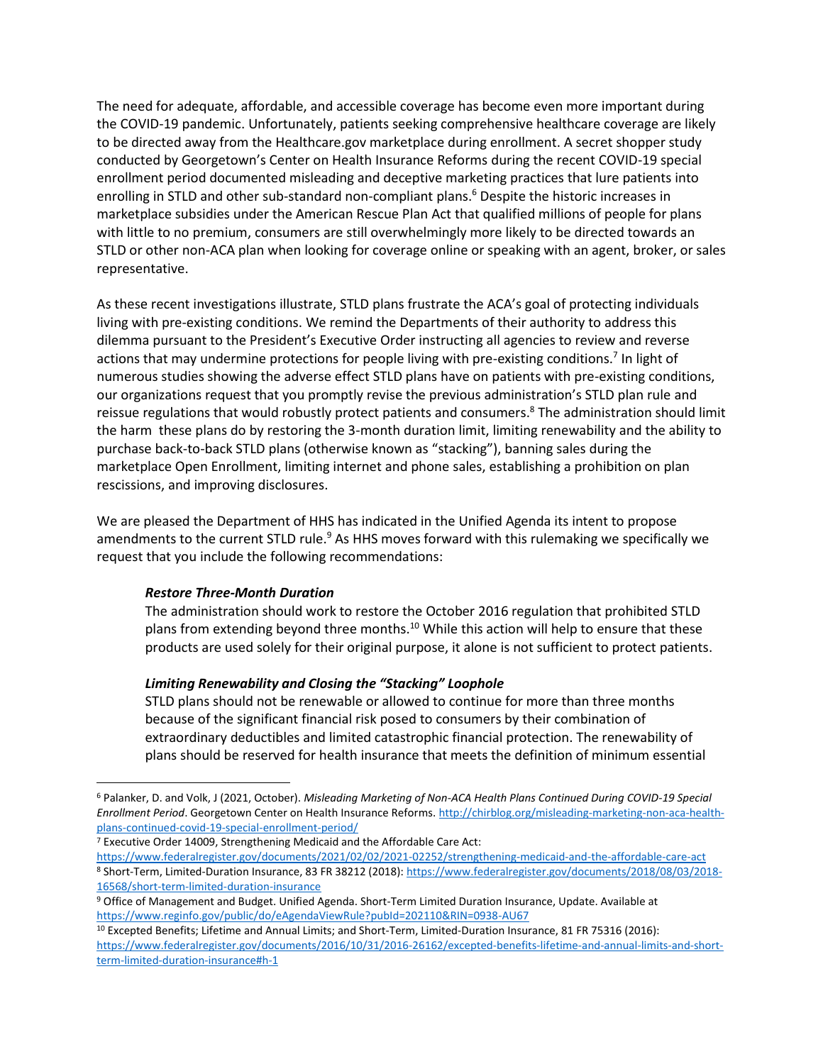The need for adequate, affordable, and accessible coverage has become even more important during the COVID-19 pandemic. Unfortunately, patients seeking comprehensive healthcare coverage are likely to be directed away from the Healthcare.gov marketplace during enrollment. A secret shopper study conducted by Georgetown's Center on Health Insurance Reforms during the recent COVID-19 special enrollment period documented misleading and deceptive marketing practices that lure patients into enrolling in STLD and other sub-standard non-compliant plans.[6] Despite the historic increases in marketplace subsidies under the American Rescue Plan Act that qualified millions of people for plans with little to no premium, consumers are still overwhelmingly more likely to be directed towards an STLD or other non-ACA plan when looking for coverage online or speaking with an agent, broker, or sales representative.

As these recent investigations illustrate, STLD plans frustrate the ACA's goal of protecting individuals living with pre-existing conditions. We remind the Departments of their authority to address this dilemma pursuant to the President's Executive Order instructing all agencies to review and reverse actions that may undermine protections for people living with pre-existing conditions.[7] In light of numerous studies showing the adverse effect STLD plans have on patients with pre-existing conditions, our organizations request that you promptly revise the previous administration's STLD plan rule and reissue regulations that would robustly protect patients and consumers.[8] The administration should limit the harm these plans do by restoring the 3-month duration limit, limiting renewability and the ability to purchase back-to-back STLD plans (otherwise known as "stacking"), banning sales during the marketplace Open Enrollment, limiting internet and phone sales, establishing a prohibition on plan rescissions, and improving disclosures.

We are pleased the Department of HHS has indicated in the Unified Agenda its intent to propose amendments to the current STLD rule.[9] As HHS moves forward with this rulemaking we specifically we request that you include the following recommendations:

> ***Restore Three-Month Duration***
>
> The administration should work to restore the October 2016 regulation that prohibited STLD plans from extending beyond three months.[10] While this action will help to ensure that these products are used solely for their original purpose, it alone is not sufficient to protect patients.
>
> ***Limiting Renewability and Closing the "Stacking" Loophole***
>
> STLD plans should not be renewable or allowed to continue for more than three months because of the significant financial risk posed to consumers by their combination of extraordinary deductibles and limited catastrophic financial protection. The renewability of plans should be reserved for health insurance that meets the definition of minimum essential

---

[6] Palanker, D. and Volk, J (2021, October). *Misleading Marketing of Non-ACA Health Plans Continued During COVID-19 Special Enrollment Period*. Georgetown Center on Health Insurance Reforms. http://chirblog.org/misleading-marketing-non-aca-health-plans-continued-covid-19-special-enrollment-period/

[7] Executive Order 14009, Strengthening Medicaid and the Affordable Care Act: https://www.federalregister.gov/documents/2021/02/02/2021-02252/strengthening-medicaid-and-the-affordable-care-act

[8] Short-Term, Limited-Duration Insurance, 83 FR 38212 (2018): https://www.federalregister.gov/documents/2018/08/03/2018-16568/short-term-limited-duration-insurance

[9] Office of Management and Budget. Unified Agenda. Short-Term Limited Duration Insurance, Update. Available at https://www.reginfo.gov/public/do/eAgendaViewRule?pubId=202110&RIN=0938-AU67

[10] Excepted Benefits; Lifetime and Annual Limits; and Short-Term, Limited-Duration Insurance, 81 FR 75316 (2016): https://www.federalregister.gov/documents/2016/10/31/2016-26162/excepted-benefits-lifetime-and-annual-limits-and-short-term-limited-duration-insurance#h-1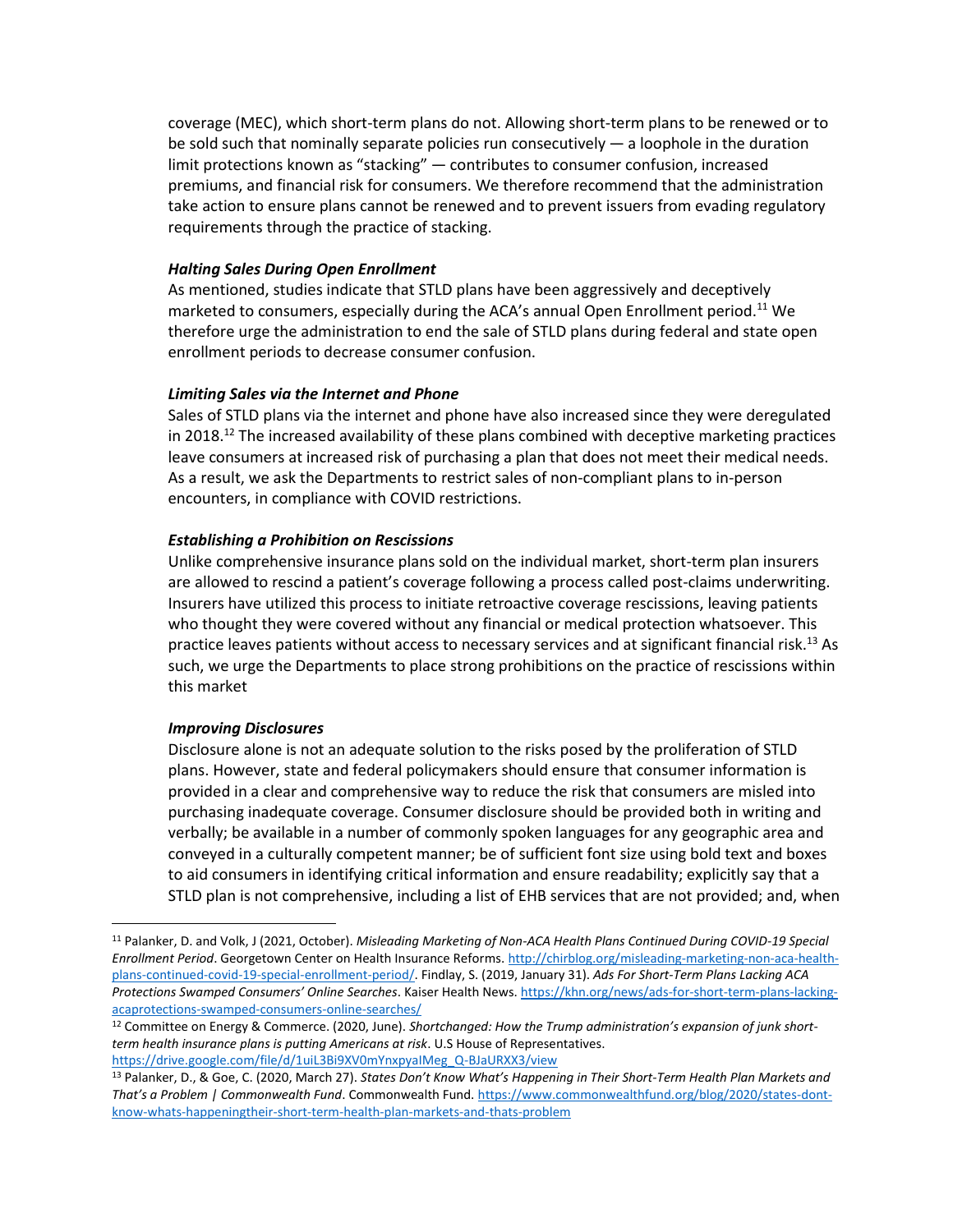coverage (MEC), which short-term plans do not. Allowing short-term plans to be renewed or to be sold such that nominally separate policies run consecutively — a loophole in the duration limit protections known as "stacking" — contributes to consumer confusion, increased premiums, and financial risk for consumers. We therefore recommend that the administration take action to ensure plans cannot be renewed and to prevent issuers from evading regulatory requirements through the practice of stacking.

***Halting Sales During Open Enrollment***

As mentioned, studies indicate that STLD plans have been aggressively and deceptively marketed to consumers, especially during the ACA's annual Open Enrollment period.[11] We therefore urge the administration to end the sale of STLD plans during federal and state open enrollment periods to decrease consumer confusion.

***Limiting Sales via the Internet and Phone***

Sales of STLD plans via the internet and phone have also increased since they were deregulated in 2018.[12] The increased availability of these plans combined with deceptive marketing practices leave consumers at increased risk of purchasing a plan that does not meet their medical needs. As a result, we ask the Departments to restrict sales of non-compliant plans to in-person encounters, in compliance with COVID restrictions.

***Establishing a Prohibition on Rescissions***

Unlike comprehensive insurance plans sold on the individual market, short-term plan insurers are allowed to rescind a patient's coverage following a process called post-claims underwriting. Insurers have utilized this process to initiate retroactive coverage rescissions, leaving patients who thought they were covered without any financial or medical protection whatsoever. This practice leaves patients without access to necessary services and at significant financial risk.[13] As such, we urge the Departments to place strong prohibitions on the practice of rescissions within this market

***Improving Disclosures***

Disclosure alone is not an adequate solution to the risks posed by the proliferation of STLD plans. However, state and federal policymakers should ensure that consumer information is provided in a clear and comprehensive way to reduce the risk that consumers are misled into purchasing inadequate coverage. Consumer disclosure should be provided both in writing and verbally; be available in a number of commonly spoken languages for any geographic area and conveyed in a culturally competent manner; be of sufficient font size using bold text and boxes to aid consumers in identifying critical information and ensure readability; explicitly say that a STLD plan is not comprehensive, including a list of EHB services that are not provided; and, when

---

[11] Palanker, D. and Volk, J (2021, October). *Misleading Marketing of Non-ACA Health Plans Continued During COVID-19 Special Enrollment Period*. Georgetown Center on Health Insurance Reforms. http://chirblog.org/misleading-marketing-non-aca-health-plans-continued-covid-19-special-enrollment-period/. Findlay, S. (2019, January 31). *Ads For Short-Term Plans Lacking ACA Protections Swamped Consumers' Online Searches*. Kaiser Health News. https://khn.org/news/ads-for-short-term-plans-lacking-acaprotections-swamped-consumers-online-searches/

[12] Committee on Energy & Commerce. (2020, June). *Shortchanged: How the Trump administration's expansion of junk short-term health insurance plans is putting Americans at risk*. U.S House of Representatives. https://drive.google.com/file/d/1uiL3Bi9XV0mYnxpyaIMeg_Q-BJaURXX3/view

[13] Palanker, D., & Goe, C. (2020, March 27). *States Don't Know What's Happening in Their Short-Term Health Plan Markets and That's a Problem | Commonwealth Fund*. Commonwealth Fund. https://www.commonwealthfund.org/blog/2020/states-dont-know-whats-happeningtheir-short-term-health-plan-markets-and-thats-problem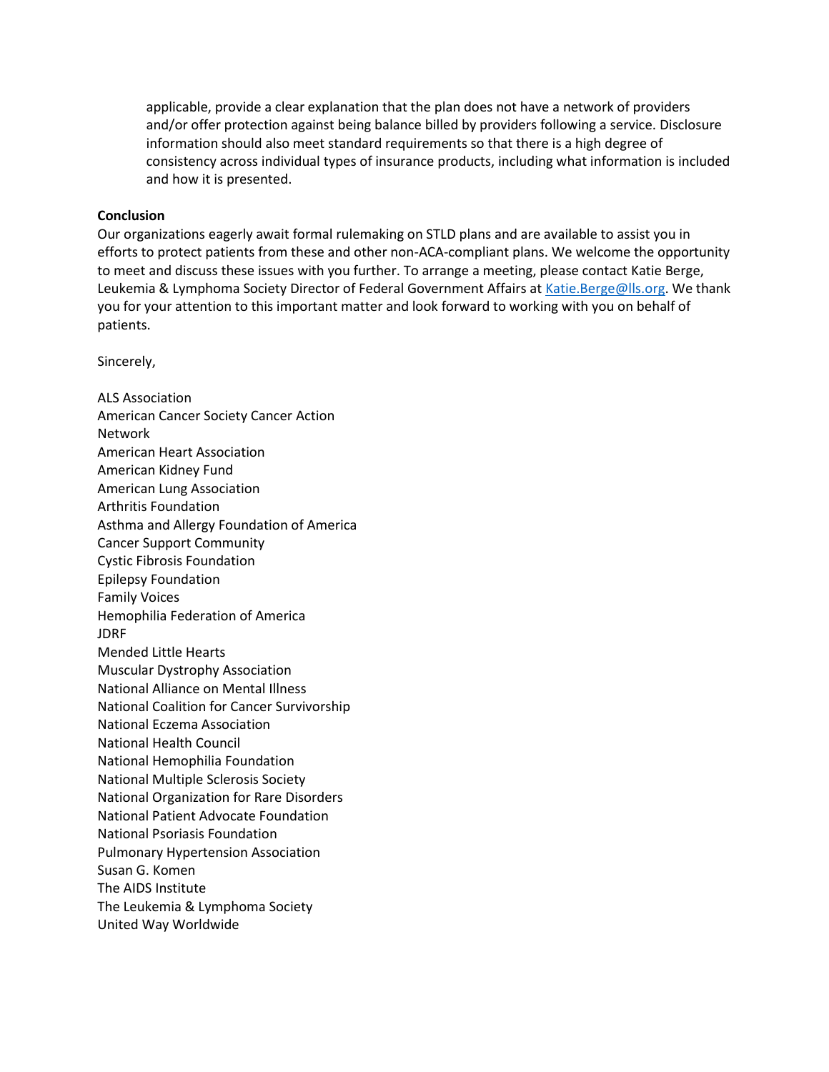applicable, provide a clear explanation that the plan does not have a network of providers and/or offer protection against being balance billed by providers following a service. Disclosure information should also meet standard requirements so that there is a high degree of consistency across individual types of insurance products, including what information is included and how it is presented.

**Conclusion**

Our organizations eagerly await formal rulemaking on STLD plans and are available to assist you in efforts to protect patients from these and other non-ACA-compliant plans. We welcome the opportunity to meet and discuss these issues with you further. To arrange a meeting, please contact Katie Berge, Leukemia & Lymphoma Society Director of Federal Government Affairs at [Katie.Berge@lls.org](mailto:Katie.Berge@lls.org). We thank you for your attention to this important matter and look forward to working with you on behalf of patients.

Sincerely,

ALS Association
American Cancer Society Cancer Action Network
American Heart Association
American Kidney Fund
American Lung Association
Arthritis Foundation
Asthma and Allergy Foundation of America
Cancer Support Community
Cystic Fibrosis Foundation
Epilepsy Foundation
Family Voices
Hemophilia Federation of America
JDRF
Mended Little Hearts
Muscular Dystrophy Association
National Alliance on Mental Illness
National Coalition for Cancer Survivorship
National Eczema Association
National Health Council
National Hemophilia Foundation
National Multiple Sclerosis Society
National Organization for Rare Disorders
National Patient Advocate Foundation
National Psoriasis Foundation
Pulmonary Hypertension Association
Susan G. Komen
The AIDS Institute
The Leukemia & Lymphoma Society
United Way Worldwide